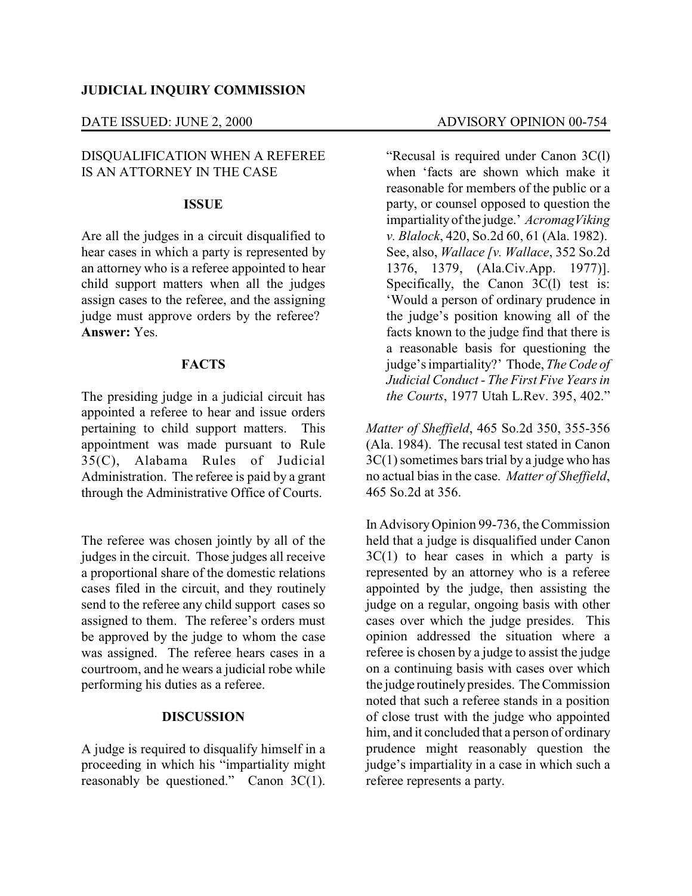**JUDICIAL INQUIRY COMMISSION**

DATE ISSUED: JUNE 2, 2000 ADVISORY OPINION 00-754

DISQUALIFICATION WHEN A REFEREE IS AN ATTORNEY IN THE CASE

### ISSUE

Are all the judges in a circuit disqualified to hear cases in which a party is represented by an attorney who is a referee appointed to hear child support matters when all the judges assign cases to the referee, and the assigning judge must approve orders by the referee? **Answer:** Yes.

### FACTS

The presiding judge in a judicial circuit has appointed a referee to hear and issue orders pertaining to child support matters. This appointment was made pursuant to Rule 35(C), Alabama Rules of Judicial Administration. The referee is paid by a grant through the Administrative Office of Courts.

The referee was chosen jointly by all of the judges in the circuit. Those judges all receive a proportional share of the domestic relations cases filed in the circuit, and they routinely send to the referee any child support cases so assigned to them. The referee's orders must be approved by the judge to whom the case was assigned. The referee hears cases in a courtroom, and he wears a judicial robe while performing his duties as a referee.

### DISCUSSION

A judge is required to disqualify himself in a proceeding in which his "impartiality might reasonably be questioned." Canon 3C(1).

> "Recusal is required under Canon 3C(l) when 'facts are shown which make it reasonable for members of the public or a party, or counsel opposed to question the impartiality of the judge.' *AcromagViking v. Blalock*, 420, So.2d 60, 61 (Ala. 1982). See, also, *Wallace [v. Wallace*, 352 So.2d 1376, 1379, (Ala.Civ.App. 1977)]. Specifically, the Canon 3C(l) test is: 'Would a person of ordinary prudence in the judge's position knowing all of the facts known to the judge find that there is a reasonable basis for questioning the judge's impartiality?' Thode, *The Code of Judicial Conduct - The First Five Years in the Courts*, 1977 Utah L.Rev. 395, 402."

*Matter of Sheffield*, 465 So.2d 350, 355-356 (Ala. 1984). The recusal test stated in Canon 3C(1) sometimes bars trial by a judge who has no actual bias in the case. *Matter of Sheffield*, 465 So.2d at 356.

In Advisory Opinion 99-736, the Commission held that a judge is disqualified under Canon 3C(1) to hear cases in which a party is represented by an attorney who is a referee appointed by the judge, then assisting the judge on a regular, ongoing basis with other cases over which the judge presides. This opinion addressed the situation where a referee is chosen by a judge to assist the judge on a continuing basis with cases over which the judge routinely presides. The Commission noted that such a referee stands in a position of close trust with the judge who appointed him, and it concluded that a person of ordinary prudence might reasonably question the judge's impartiality in a case in which such a referee represents a party.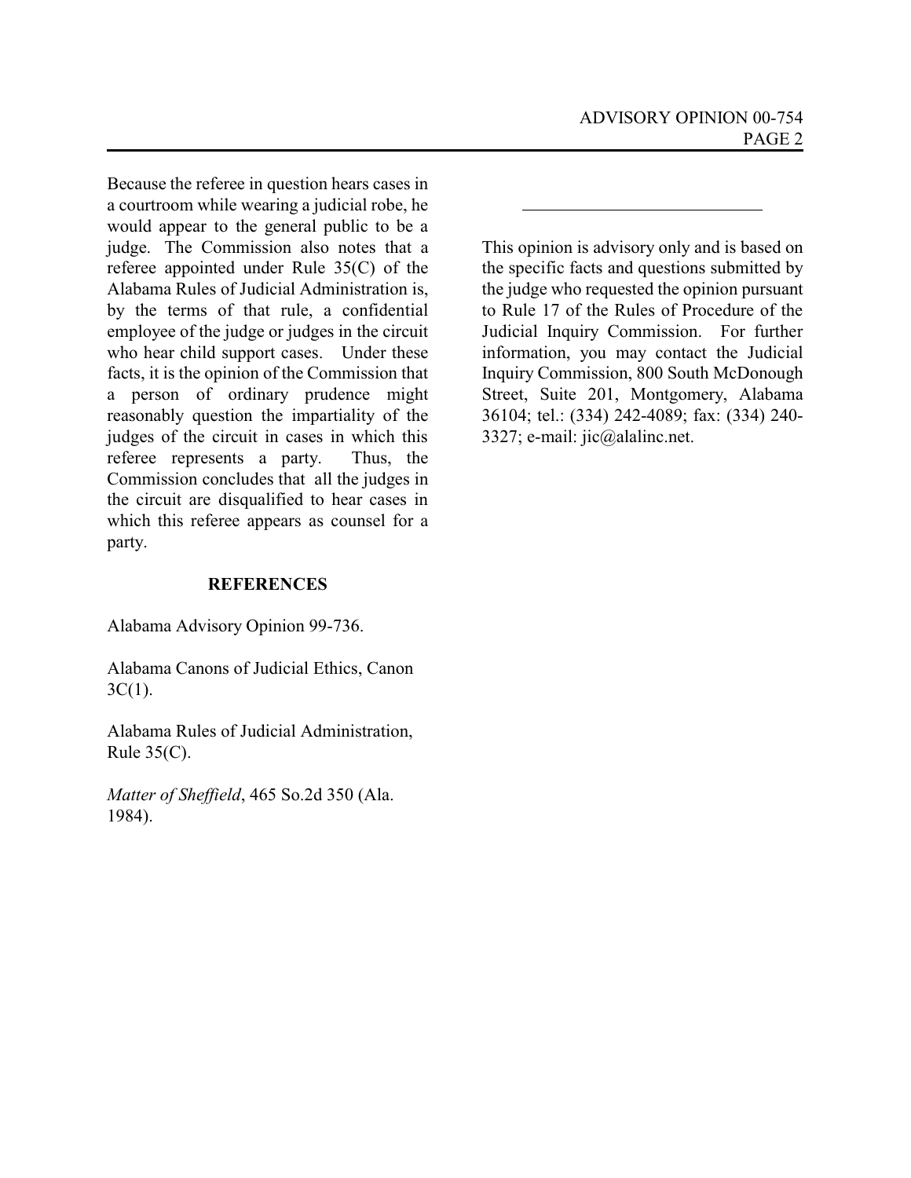Because the referee in question hears cases in a courtroom while wearing a judicial robe, he would appear to the general public to be a judge. The Commission also notes that a referee appointed under Rule 35(C) of the Alabama Rules of Judicial Administration is, by the terms of that rule, a confidential employee of the judge or judges in the circuit who hear child support cases. Under these facts, it is the opinion of the Commission that a person of ordinary prudence might reasonably question the impartiality of the judges of the circuit in cases in which this referee represents a party. Thus, the Commission concludes that all the judges in the circuit are disqualified to hear cases in which this referee appears as counsel for a party.

## REFERENCES

Alabama Advisory Opinion 99-736.

Alabama Canons of Judicial Ethics, Canon 3C(1).

Alabama Rules of Judicial Administration, Rule 35(C).

*Matter of Sheffield*, 465 So.2d 350 (Ala. 1984).

---

This opinion is advisory only and is based on the specific facts and questions submitted by the judge who requested the opinion pursuant to Rule 17 of the Rules of Procedure of the Judicial Inquiry Commission. For further information, you may contact the Judicial Inquiry Commission, 800 South McDonough Street, Suite 201, Montgomery, Alabama 36104; tel.: (334) 242-4089; fax: (334) 240-3327; e-mail: jic@alalinc.net.